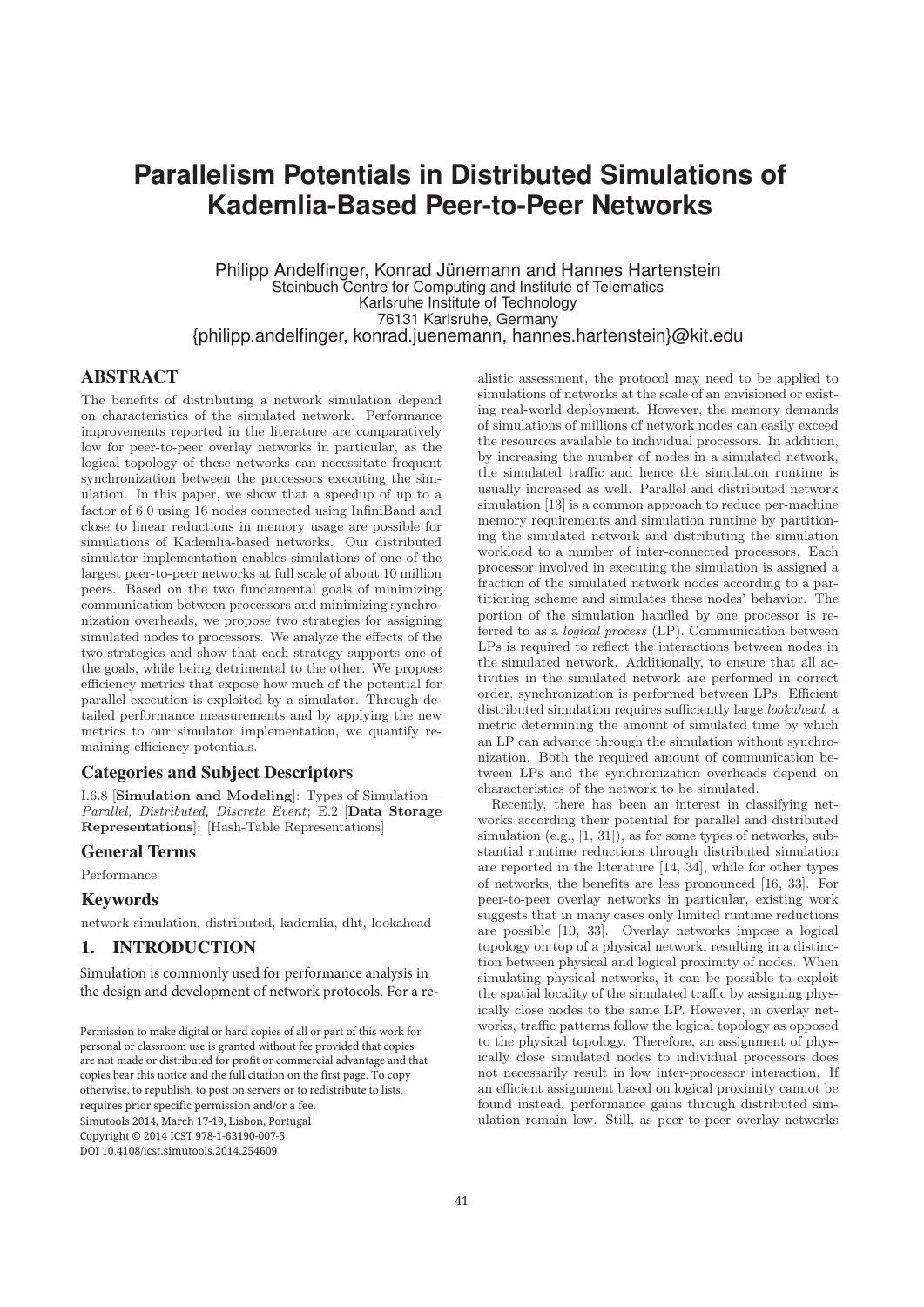# Parallelism Potentials in Distributed Simulations of Kademlia-Based Peer-to-Peer Networks

Philipp Andelfinger, Konrad Jünemann and Hannes Hartenstein
Steinbuch Centre for Computing and Institute of Telematics
Karlsruhe Institute of Technology
76131 Karlsruhe, Germany
{philipp.andelfinger, konrad.juenemann, hannes.hartenstein}@kit.edu

## ABSTRACT

The benefits of distributing a network simulation depend on characteristics of the simulated network. Performance improvements reported in the literature are comparatively low for peer-to-peer overlay networks in particular, as the logical topology of these networks can necessitate frequent synchronization between the processors executing the simulation. In this paper, we show that a speedup of up to a factor of 6.0 using 16 nodes connected using InfiniBand and close to linear reductions in memory usage are possible for simulations of Kademlia-based networks. Our distributed simulator implementation enables simulations of one of the largest peer-to-peer networks at full scale of about 10 million peers. Based on the two fundamental goals of minimizing communication between processors and minimizing synchronization overheads, we propose two strategies for assigning simulated nodes to processors. We analyze the effects of the two strategies and show that each strategy supports one of the goals, while being detrimental to the other. We propose efficiency metrics that expose how much of the potential for parallel execution is exploited by a simulator. Through detailed performance measurements and by applying the new metrics to our simulator implementation, we quantify remaining efficiency potentials.

## Categories and Subject Descriptors

I.6.8 [**Simulation and Modeling**]: Types of Simulation—*Parallel, Distributed, Discrete Event*; E.2 [**Data Storage Representations**]: [Hash-Table Representations]

## General Terms

Performance

## Keywords

network simulation, distributed, kademlia, dht, lookahead

## 1. INTRODUCTION

Simulation is commonly used for performance analysis in the design and development of network protocols. For a realistic assessment, the protocol may need to be applied to simulations of networks at the scale of an envisioned or existing real-world deployment. However, the memory demands of simulations of millions of network nodes can easily exceed the resources available to individual processors. In addition, by increasing the number of nodes in a simulated network, the simulated traffic and hence the simulation runtime is usually increased as well. Parallel and distributed network simulation [13] is a common approach to reduce per-machine memory requirements and simulation runtime by partitioning the simulated network and distributing the simulation workload to a number of inter-connected processors. Each processor involved in executing the simulation is assigned a fraction of the simulated network nodes according to a partitioning scheme and simulates these nodes' behavior. The portion of the simulation handled by one processor is referred to as a *logical process* (LP). Communication between LPs is required to reflect the interactions between nodes in the simulated network. Additionally, to ensure that all activities in the simulated network are performed in correct order, synchronization is performed between LPs. Efficient distributed simulation requires sufficiently large *lookahead*, a metric determining the amount of simulated time by which an LP can advance through the simulation without synchronization. Both the required amount of communication between LPs and the synchronization overheads depend on characteristics of the network to be simulated.

Recently, there has been an interest in classifying networks according their potential for parallel and distributed simulation (e.g., [1, 31]), as for some types of networks, substantial runtime reductions through distributed simulation are reported in the literature [14, 34], while for other types of networks, the benefits are less pronounced [16, 33]. For peer-to-peer overlay networks in particular, existing work suggests that in many cases only limited runtime reductions are possible [10, 33]. Overlay networks impose a logical topology on top of a physical network, resulting in a distinction between physical and logical proximity of nodes. When simulating physical networks, it can be possible to exploit the spatial locality of the simulated traffic by assigning physically close nodes to the same LP. However, in overlay networks, traffic patterns follow the logical topology as opposed to the physical topology. Therefore, an assignment of physically close simulated nodes to individual processors does not necessarily result in low inter-processor interaction. If an efficient assignment based on logical proximity cannot be found instead, performance gains through distributed simulation remain low. Still, as peer-to-peer overlay networks

Permission to make digital or hard copies of all or part of this work for personal or classroom use is granted without fee provided that copies are not made or distributed for profit or commercial advantage and that copies bear this notice and the full citation on the first page. To copy otherwise, to republish, to post on servers or to redistribute to lists, requires prior specific permission and/or a fee.
Simutools 2014, March 17-19, Lisbon, Portugal
Copyright © 2014 ICST 978-1-63190-007-5
DOI 10.4108/icst.simutools.2014.254609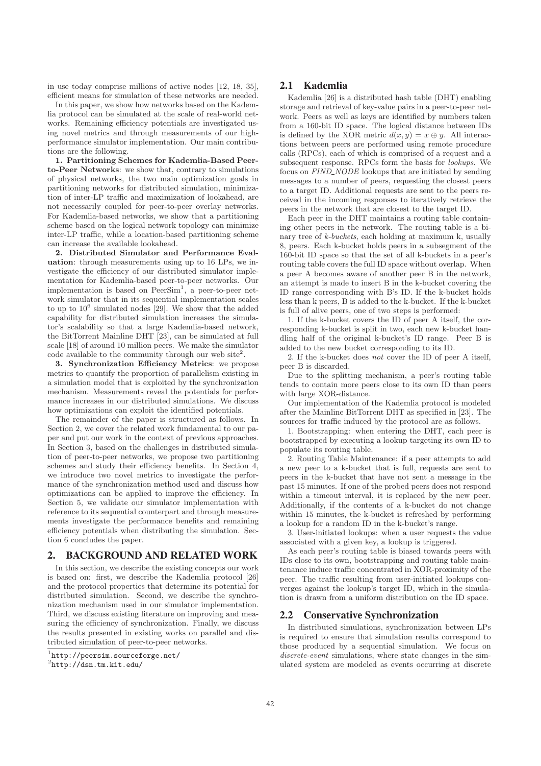in use today comprise millions of active nodes [12, 18, 35], efficient means for simulation of these networks are needed.

In this paper, we show how networks based on the Kademlia protocol can be simulated at the scale of real-world networks. Remaining efficiency potentials are investigated using novel metrics and through measurements of our high-performance simulator implementation. Our main contributions are the following.

**1. Partitioning Schemes for Kademlia-Based Peer-to-Peer Networks**: we show that, contrary to simulations of physical networks, the two main optimization goals in partitioning networks for distributed simulation, minimization of inter-LP traffic and maximization of lookahead, are not necessarily coupled for peer-to-peer overlay networks. For Kademlia-based networks, we show that a partitioning scheme based on the logical network topology can minimize inter-LP traffic, while a location-based partitioning scheme can increase the available lookahead.

**2. Distributed Simulator and Performance Evaluation**: through measurements using up to 16 LPs, we investigate the efficiency of our distributed simulator implementation for Kademlia-based peer-to-peer networks. Our implementation is based on PeerSim[1], a peer-to-peer network simulator that in its sequential implementation scales to up to $10^6$ simulated nodes [29]. We show that the added capability for distributed simulation increases the simulator's scalability so that a large Kademlia-based network, the BitTorrent Mainline DHT [23], can be simulated at full scale [18] of around 10 million peers. We make the simulator code available to the community through our web site[2].

**3. Synchronization Efficiency Metrics**: we propose metrics to quantify the proportion of parallelism existing in a simulation model that is exploited by the synchronization mechanism. Measurements reveal the potentials for performance increases in our distributed simulations. We discuss how optimizations can exploit the identified potentials.

The remainder of the paper is structured as follows. In Section 2, we cover the related work fundamental to our paper and put our work in the context of previous approaches. In Section 3, based on the challenges in distributed simulation of peer-to-peer networks, we propose two partitioning schemes and study their efficiency benefits. In Section 4, we introduce two novel metrics to investigate the performance of the synchronization method used and discuss how optimizations can be applied to improve the efficiency. In Section 5, we validate our simulator implementation with reference to its sequential counterpart and through measurements investigate the performance benefits and remaining efficiency potentials when distributing the simulation. Section 6 concludes the paper.

## 2. BACKGROUND AND RELATED WORK

In this section, we describe the existing concepts our work is based on: first, we describe the Kademlia protocol [26] and the protocol properties that determine its potential for distributed simulation. Second, we describe the synchronization mechanism used in our simulator implementation. Third, we discuss existing literature on improving and measuring the efficiency of synchronization. Finally, we discuss the results presented in existing works on parallel and distributed simulation of peer-to-peer networks.

[1] http://peersim.sourceforge.net/

[2] http://dsn.tm.kit.edu/

### 2.1 Kademlia

Kademlia [26] is a distributed hash table (DHT) enabling storage and retrieval of key-value pairs in a peer-to-peer network. Peers as well as keys are identified by numbers taken from a 160-bit ID space. The logical distance between IDs is defined by the XOR metric $d(x, y) = x \oplus y$. All interactions between peers are performed using remote procedure calls (RPCs), each of which is comprised of a request and a subsequent response. RPCs form the basis for *lookups*. We focus on *FIND_NODE* lookups that are initiated by sending messages to a number of peers, requesting the closest peers to a target ID. Additional requests are sent to the peers received in the incoming responses to iteratively retrieve the peers in the network that are closest to the target ID.

Each peer in the DHT maintains a routing table containing other peers in the network. The routing table is a binary tree of *k-buckets*, each holding at maximum k, usually 8, peers. Each k-bucket holds peers in a subsegment of the 160-bit ID space so that the set of all k-buckets in a peer's routing table covers the full ID space without overlap. When a peer A becomes aware of another peer B in the network, an attempt is made to insert B in the k-bucket covering the ID range corresponding with B's ID. If the k-bucket holds less than k peers, B is added to the k-bucket. If the k-bucket is full of alive peers, one of two steps is performed:

1. If the k-bucket covers the ID of peer A itself, the corresponding k-bucket is split in two, each new k-bucket handling half of the original k-bucket's ID range. Peer B is added to the new bucket corresponding to its ID.

2. If the k-bucket does *not* cover the ID of peer A itself, peer B is discarded.

Due to the splitting mechanism, a peer's routing table tends to contain more peers close to its own ID than peers with large XOR-distance.

Our implementation of the Kademlia protocol is modeled after the Mainline BitTorrent DHT as specified in [23]. The sources for traffic induced by the protocol are as follows.

1. Bootstrapping: when entering the DHT, each peer is bootstrapped by executing a lookup targeting its own ID to populate its routing table.

2. Routing Table Maintenance: if a peer attempts to add a new peer to a k-bucket that is full, requests are sent to peers in the k-bucket that have not sent a message in the past 15 minutes. If one of the probed peers does not respond within a timeout interval, it is replaced by the new peer. Additionally, if the contents of a k-bucket do not change within 15 minutes, the k-bucket is refreshed by performing a lookup for a random ID in the k-bucket's range.

3. User-initiated lookups: when a user requests the value associated with a given key, a lookup is triggered.

As each peer's routing table is biased towards peers with IDs close to its own, bootstrapping and routing table maintenance induce traffic concentrated in XOR-proximity of the peer. The traffic resulting from user-initiated lookups converges against the lookup's target ID, which in the simulation is drawn from a uniform distribution on the ID space.

### 2.2 Conservative Synchronization

In distributed simulations, synchronization between LPs is required to ensure that simulation results correspond to those produced by a sequential simulation. We focus on *discrete-event* simulations, where state changes in the simulated system are modeled as events occurring at discrete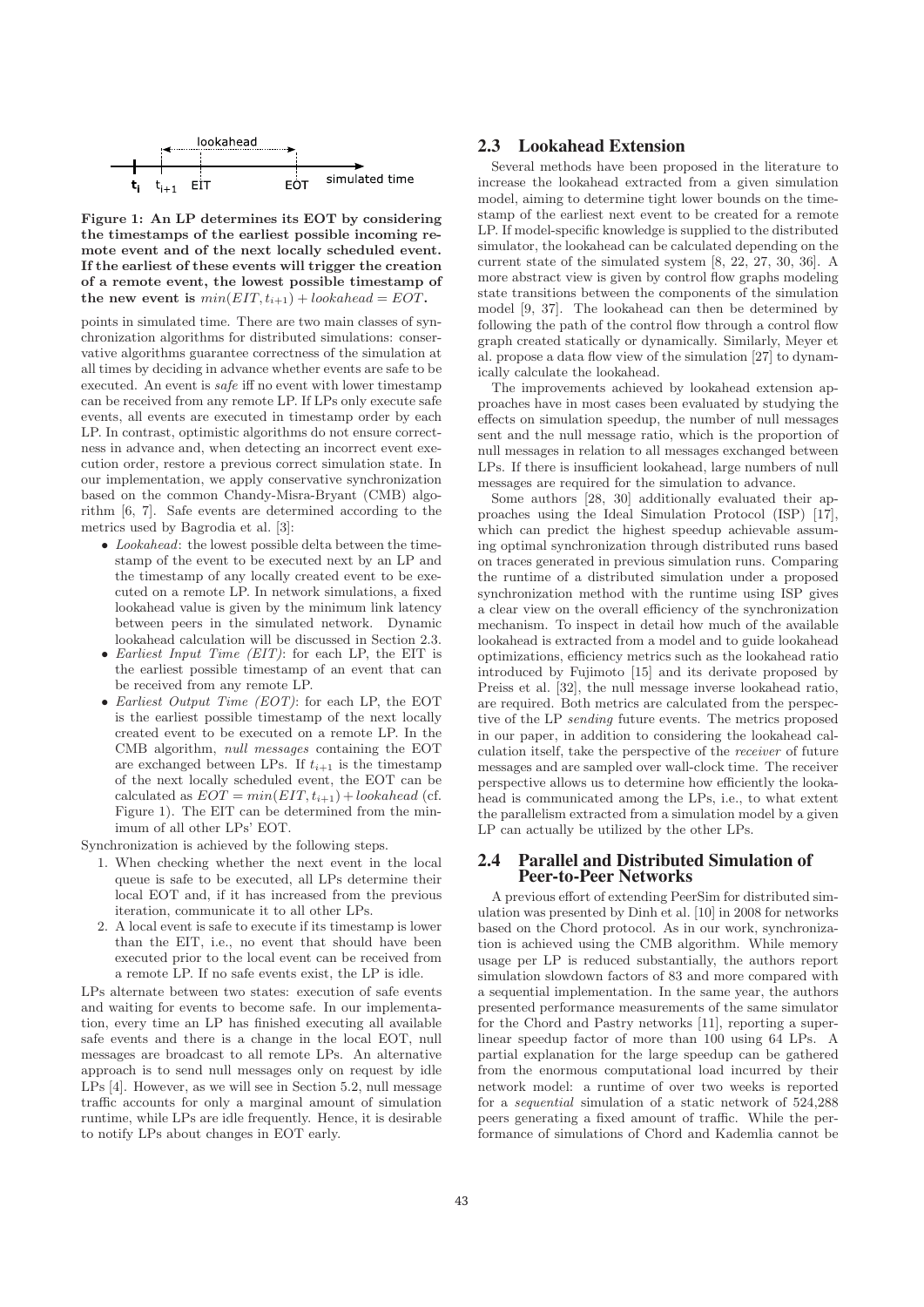Figure 1: An LP determines its EOT by considering the timestamps of the earliest possible incoming remote event and of the next locally scheduled event. If the earliest of these events will trigger the creation of a remote event, the lowest possible timestamp of the new event is $min(EIT, t_{i+1}) + lookahead = EOT$.

points in simulated time. There are two main classes of synchronization algorithms for distributed simulations: conservative algorithms guarantee correctness of the simulation at all times by deciding in advance whether events are safe to be executed. An event is *safe* iff no event with lower timestamp can be received from any remote LP. If LPs only execute safe events, all events are executed in timestamp order by each LP. In contrast, optimistic algorithms do not ensure correctness in advance and, when detecting an incorrect event execution order, restore a previous correct simulation state. In our implementation, we apply conservative synchronization based on the common Chandy-Misra-Bryant (CMB) algorithm [6, 7]. Safe events are determined according to the metrics used by Bagrodia et al. [3]:

- *Lookahead*: the lowest possible delta between the timestamp of the event to be executed next by an LP and the timestamp of any locally created event to be executed on a remote LP. In network simulations, a fixed lookahead value is given by the minimum link latency between peers in the simulated network. Dynamic lookahead calculation will be discussed in Section 2.3.
- *Earliest Input Time (EIT)*: for each LP, the EIT is the earliest possible timestamp of an event that can be received from any remote LP.
- *Earliest Output Time (EOT)*: for each LP, the EOT is the earliest possible timestamp of the next locally created event to be executed on a remote LP. In the CMB algorithm, *null messages* containing the EOT are exchanged between LPs. If $t_{i+1}$ is the timestamp of the next locally scheduled event, the EOT can be calculated as $EOT = min(EIT, t_{i+1}) + lookahead$ (cf. Figure 1). The EIT can be determined from the minimum of all other LPs' EOT.

Synchronization is achieved by the following steps.

1. When checking whether the next event in the local queue is safe to be executed, all LPs determine their local EOT and, if it has increased from the previous iteration, communicate it to all other LPs.
2. A local event is safe to execute if its timestamp is lower than the EIT, i.e., no event that should have been executed prior to the local event can be received from a remote LP. If no safe events exist, the LP is idle.

LPs alternate between two states: execution of safe events and waiting for events to become safe. In our implementation, every time an LP has finished executing all available safe events and there is a change in the local EOT, null messages are broadcast to all remote LPs. An alternative approach is to send null messages only on request by idle LPs [4]. However, as we will see in Section 5.2, null message traffic accounts for only a marginal amount of simulation runtime, while LPs are idle frequently. Hence, it is desirable to notify LPs about changes in EOT early.

## 2.3 Lookahead Extension

Several methods have been proposed in the literature to increase the lookahead extracted from a given simulation model, aiming to determine tight lower bounds on the timestamp of the earliest next event to be created for a remote LP. If model-specific knowledge is supplied to the distributed simulator, the lookahead can be calculated depending on the current state of the simulated system [8, 22, 27, 30, 36]. A more abstract view is given by control flow graphs modeling state transitions between the components of the simulation model [9, 37]. The lookahead can then be determined by following the path of the control flow through a control flow graph created statically or dynamically. Similarly, Meyer et al. propose a data flow view of the simulation [27] to dynamically calculate the lookahead.

The improvements achieved by lookahead extension approaches have in most cases been evaluated by studying the effects on simulation speedup, the number of null messages sent and the null message ratio, which is the proportion of null messages in relation to all messages exchanged between LPs. If there is insufficient lookahead, large numbers of null messages are required for the simulation to advance.

Some authors [28, 30] additionally evaluated their approaches using the Ideal Simulation Protocol (ISP) [17], which can predict the highest speedup achievable assuming optimal synchronization through distributed runs based on traces generated in previous simulation runs. Comparing the runtime of a distributed simulation under a proposed synchronization method with the runtime using ISP gives a clear view on the overall efficiency of the synchronization mechanism. To inspect in detail how much of the available lookahead is extracted from a model and to guide lookahead optimizations, efficiency metrics such as the lookahead ratio introduced by Fujimoto [15] and its derivate proposed by Preiss et al. [32], the null message inverse lookahead ratio, are required. Both metrics are calculated from the perspective of the LP *sending* future events. The metrics proposed in our paper, in addition to considering the lookahead calculation itself, take the perspective of the *receiver* of future messages and are sampled over wall-clock time. The receiver perspective allows us to determine how efficiently the lookahead is communicated among the LPs, i.e., to what extent the parallelism extracted from a simulation model by a given LP can actually be utilized by the other LPs.

## 2.4 Parallel and Distributed Simulation of Peer-to-Peer Networks

A previous effort of extending PeerSim for distributed simulation was presented by Dinh et al. [10] in 2008 for networks based on the Chord protocol. As in our work, synchronization is achieved using the CMB algorithm. While memory usage per LP is reduced substantially, the authors report simulation slowdown factors of 83 and more compared with a sequential implementation. In the same year, the authors presented performance measurements of the same simulator for the Chord and Pastry networks [11], reporting a superlinear speedup factor of more than 100 using 64 LPs. A partial explanation for the large speedup can be gathered from the enormous computational load incurred by their network model: a runtime of over two weeks is reported for a *sequential* simulation of a static network of 524,288 peers generating a fixed amount of traffic. While the performance of simulations of Chord and Kademlia cannot be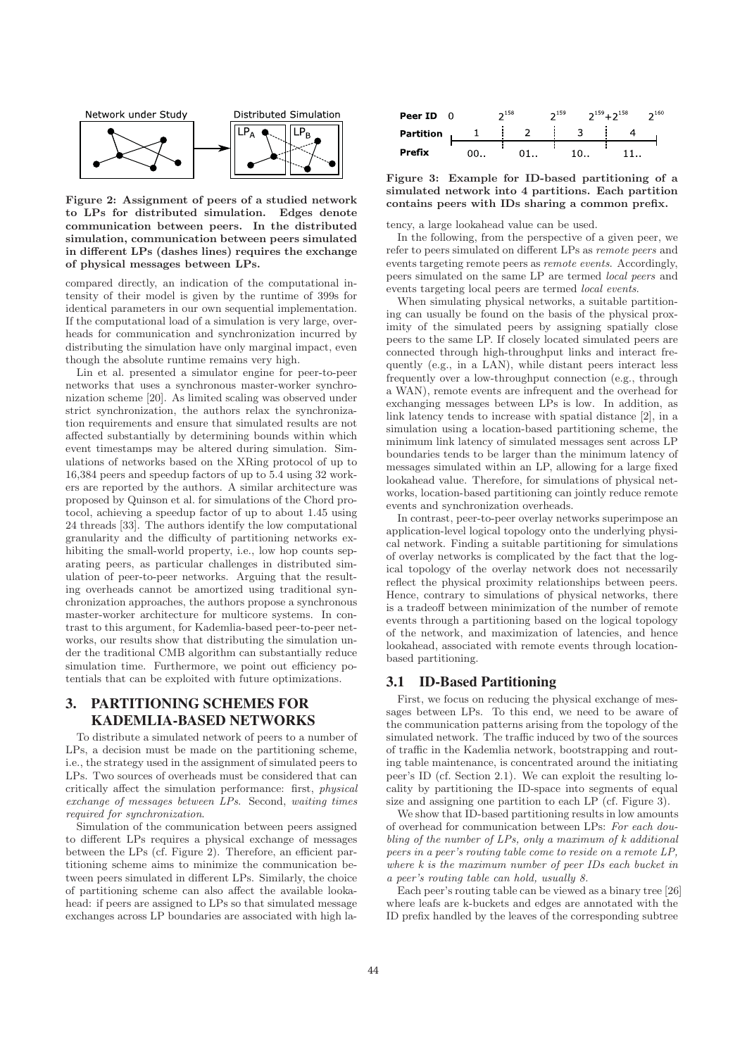Figure 2: Assignment of peers of a studied network to LPs for distributed simulation. Edges denote communication between peers. In the distributed simulation, communication between peers simulated in different LPs (dashes lines) requires the exchange of physical messages between LPs.

compared directly, an indication of the computational intensity of their model is given by the runtime of 399s for identical parameters in our own sequential implementation. If the computational load of a simulation is very large, overheads for communication and synchronization incurred by distributing the simulation have only marginal impact, even though the absolute runtime remains very high.

Lin et al. presented a simulator engine for peer-to-peer networks that uses a synchronous master-worker synchronization scheme [20]. As limited scaling was observed under strict synchronization, the authors relax the synchronization requirements and ensure that simulated results are not affected substantially by determining bounds within which event timestamps may be altered during simulation. Simulations of networks based on the XRing protocol of up to 16,384 peers and speedup factors of up to 5.4 using 32 workers are reported by the authors. A similar architecture was proposed by Quinson et al. for simulations of the Chord protocol, achieving a speedup factor of up to about 1.45 using 24 threads [33]. The authors identify the low computational granularity and the difficulty of partitioning networks exhibiting the small-world property, i.e., low hop counts separating peers, as particular challenges in distributed simulation of peer-to-peer networks. Arguing that the resulting overheads cannot be amortized using traditional synchronization approaches, the authors propose a synchronous master-worker architecture for multicore systems. In contrast to this argument, for Kademlia-based peer-to-peer networks, our results show that distributing the simulation under the traditional CMB algorithm can substantially reduce simulation time. Furthermore, we point out efficiency potentials that can be exploited with future optimizations.

# 3. PARTITIONING SCHEMES FOR KADEMLIA-BASED NETWORKS

To distribute a simulated network of peers to a number of LPs, a decision must be made on the partitioning scheme, i.e., the strategy used in the assignment of simulated peers to LPs. Two sources of overheads must be considered that can critically affect the simulation performance: first, *physical exchange of messages between LPs*. Second, *waiting times required for synchronization*.

Simulation of the communication between peers assigned to different LPs requires a physical exchange of messages between the LPs (cf. Figure 2). Therefore, an efficient partitioning scheme aims to minimize the communication between peers simulated in different LPs. Similarly, the choice of partitioning scheme can also affect the available lookahead: if peers are assigned to LPs so that simulated message exchanges across LP boundaries are associated with high latency, a large lookahead value can be used.

| Peer ID | $0$ | $2^{158}$ | $2^{159}$ | $2^{159}+2^{158}$ | $2^{160}$ |
|---|---|---|---|---|---|
| Partition | 1 | 2 | 3 | 4 | |
| Prefix | 00.. | 01.. | 10.. | 11.. | |

Figure 3: Example for ID-based partitioning of a simulated network into 4 partitions. Each partition contains peers with IDs sharing a common prefix.

In the following, from the perspective of a given peer, we refer to peers simulated on different LPs as *remote peers* and events targeting remote peers as *remote events*. Accordingly, peers simulated on the same LP are termed *local peers* and events targeting local peers are termed *local events*.

When simulating physical networks, a suitable partitioning can usually be found on the basis of the physical proximity of the simulated peers by assigning spatially close peers to the same LP. If closely located simulated peers are connected through high-throughput links and interact frequently (e.g., in a LAN), while distant peers interact less frequently over a low-throughput connection (e.g., through a WAN), remote events are infrequent and the overhead for exchanging messages between LPs is low. In addition, as link latency tends to increase with spatial distance [2], in a simulation using a location-based partitioning scheme, the minimum link latency of simulated messages sent across LP boundaries tends to be larger than the minimum latency of messages simulated within an LP, allowing for a large fixed lookahead value. Therefore, for simulations of physical networks, location-based partitioning can jointly reduce remote events and synchronization overheads.

In contrast, peer-to-peer overlay networks superimpose an application-level logical topology onto the underlying physical network. Finding a suitable partitioning for simulations of overlay networks is complicated by the fact that the logical topology of the overlay network does not necessarily reflect the physical proximity relationships between peers. Hence, contrary to simulations of physical networks, there is a tradeoff between minimization of the number of remote events through a partitioning based on the logical topology of the network, and maximization of latencies, and hence lookahead, associated with remote events through location-based partitioning.

## 3.1 ID-Based Partitioning

First, we focus on reducing the physical exchange of messages between LPs. To this end, we need to be aware of the communication patterns arising from the topology of the simulated network. The traffic induced by two of the sources of traffic in the Kademlia network, bootstrapping and routing table maintenance, is concentrated around the initiating peer's ID (cf. Section 2.1). We can exploit the resulting locality by partitioning the ID-space into segments of equal size and assigning one partition to each LP (cf. Figure 3).

We show that ID-based partitioning results in low amounts of overhead for communication between LPs: *For each doubling of the number of LPs, only a maximum of k additional peers in a peer's routing table come to reside on a remote LP, where k is the maximum number of peer IDs each bucket in a peer's routing table can hold, usually 8.*

Each peer's routing table can be viewed as a binary tree [26] where leafs are k-buckets and edges are annotated with the ID prefix handled by the leaves of the corresponding subtree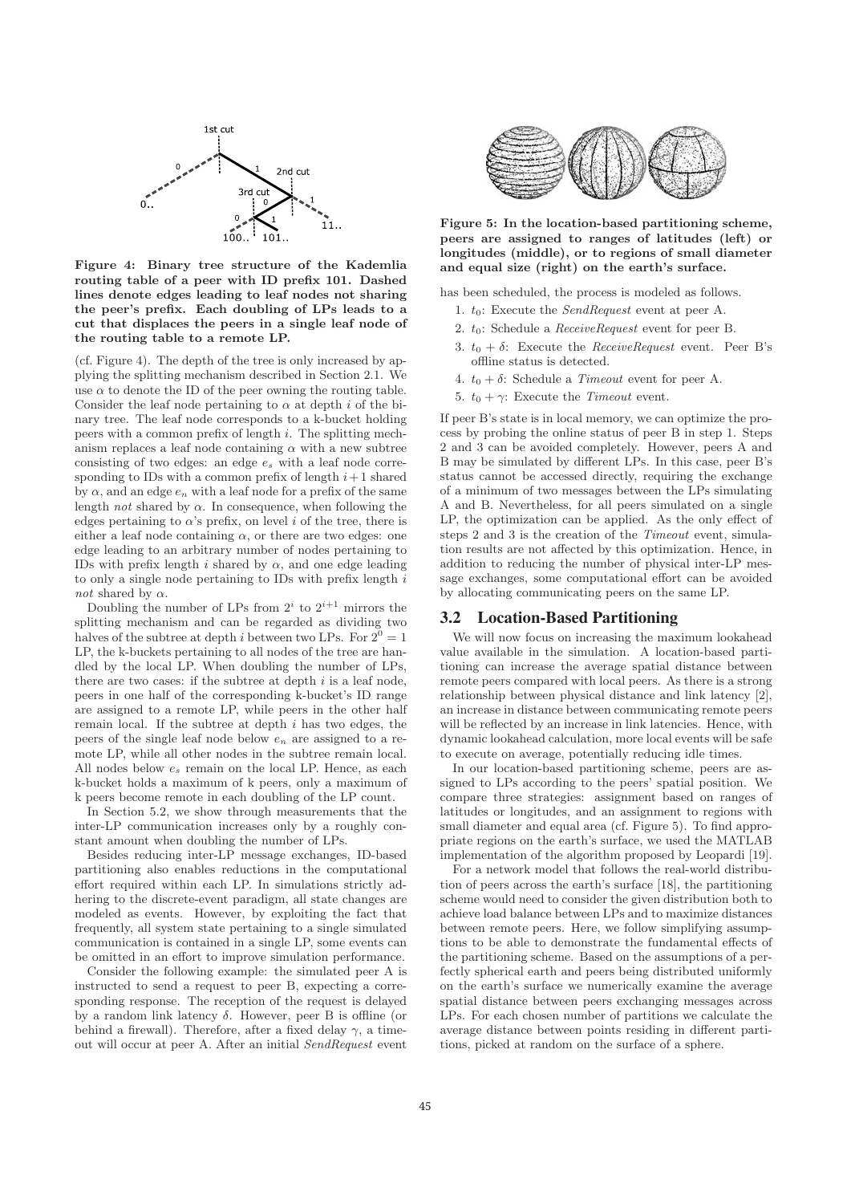Figure 4: Binary tree structure of the Kademlia routing table of a peer with ID prefix 101. Dashed lines denote edges leading to leaf nodes not sharing the peer's prefix. Each doubling of LPs leads to a cut that displaces the peers in a single leaf node of the routing table to a remote LP.

(cf. Figure 4). The depth of the tree is only increased by applying the splitting mechanism described in Section 2.1. We use $\alpha$ to denote the ID of the peer owning the routing table. Consider the leaf node pertaining to $\alpha$ at depth $i$ of the binary tree. The leaf node corresponds to a k-bucket holding peers with a common prefix of length $i$. The splitting mechanism replaces a leaf node containing $\alpha$ with a new subtree consisting of two edges: an edge $e_s$ with a leaf node corresponding to IDs with a common prefix of length $i+1$ shared by $\alpha$, and an edge $e_n$ with a leaf node for a prefix of the same length *not* shared by $\alpha$. In consequence, when following the edges pertaining to $\alpha$'s prefix, on level $i$ of the tree, there is either a leaf node containing $\alpha$, or there are two edges: one edge leading to an arbitrary number of nodes pertaining to IDs with prefix length $i$ shared by $\alpha$, and one edge leading to only a single node pertaining to IDs with prefix length $i$ *not* shared by $\alpha$.

Doubling the number of LPs from $2^i$ to $2^{i+1}$ mirrors the splitting mechanism and can be regarded as dividing two halves of the subtree at depth $i$ between two LPs. For $2^0 = 1$ LP, the k-buckets pertaining to all nodes of the tree are handled by the local LP. When doubling the number of LPs, there are two cases: if the subtree at depth $i$ is a leaf node, peers in one half of the corresponding k-bucket's ID range are assigned to a remote LP, while peers in the other half remain local. If the subtree at depth $i$ has two edges, the peers of the single leaf node below $e_n$ are assigned to a remote LP, while all other nodes in the subtree remain local. All nodes below $e_s$ remain on the local LP. Hence, as each k-bucket holds a maximum of k peers, only a maximum of k peers become remote in each doubling of the LP count.

In Section 5.2, we show through measurements that the inter-LP communication increases only by a roughly constant amount when doubling the number of LPs.

Besides reducing inter-LP message exchanges, ID-based partitioning also enables reductions in the computational effort required within each LP. In simulations strictly adhering to the discrete-event paradigm, all state changes are modeled as events. However, by exploiting the fact that frequently, all system state pertaining to a single simulated communication is contained in a single LP, some events can be omitted in an effort to improve simulation performance.

Consider the following example: the simulated peer A is instructed to send a request to peer B, expecting a corresponding response. The reception of the request is delayed by a random link latency $\delta$. However, peer B is offline (or behind a firewall). Therefore, after a fixed delay $\gamma$, a timeout will occur at peer A. After an initial *SendRequest* event has been scheduled, the process is modeled as follows.

1. $t_0$: Execute the *SendRequest* event at peer A.
2. $t_0$: Schedule a *ReceiveRequest* event for peer B.
3. $t_0 + \delta$: Execute the *ReceiveRequest* event. Peer B's offline status is detected.
4. $t_0 + \delta$: Schedule a *Timeout* event for peer A.
5. $t_0 + \gamma$: Execute the *Timeout* event.

If peer B's state is in local memory, we can optimize the process by probing the online status of peer B in step 1. Steps 2 and 3 can be avoided completely. However, peers A and B may be simulated by different LPs. In this case, peer B's status cannot be accessed directly, requiring the exchange of a minimum of two messages between the LPs simulating A and B. Nevertheless, for all peers simulated on a single LP, the optimization can be applied. As the only effect of steps 2 and 3 is the creation of the *Timeout* event, simulation results are not affected by this optimization. Hence, in addition to reducing the number of physical inter-LP message exchanges, some computational effort can be avoided by allocating communicating peers on the same LP.

Figure 5: In the location-based partitioning scheme, peers are assigned to ranges of latitudes (left) or longitudes (middle), or to regions of small diameter and equal size (right) on the earth's surface.

## 3.2 Location-Based Partitioning

We will now focus on increasing the maximum lookahead value available in the simulation. A location-based partitioning can increase the average spatial distance between remote peers compared with local peers. As there is a strong relationship between physical distance and link latency [2], an increase in distance between communicating remote peers will be reflected by an increase in link latencies. Hence, with dynamic lookahead calculation, more local events will be safe to execute on average, potentially reducing idle times.

In our location-based partitioning scheme, peers are assigned to LPs according to the peers' spatial position. We compare three strategies: assignment based on ranges of latitudes or longitudes, and an assignment to regions with small diameter and equal area (cf. Figure 5). To find appropriate regions on the earth's surface, we used the MATLAB implementation of the algorithm proposed by Leopardi [19].

For a network model that follows the real-world distribution of peers across the earth's surface [18], the partitioning scheme would need to consider the given distribution both to achieve load balance between LPs and to maximize distances between remote peers. Here, we follow simplifying assumptions to be able to demonstrate the fundamental effects of the partitioning scheme. Based on the assumptions of a perfectly spherical earth and peers being distributed uniformly on the earth's surface we numerically examine the average spatial distance between peers exchanging messages across LPs. For each chosen number of partitions we calculate the average distance between points residing in different partitions, picked at random on the surface of a sphere.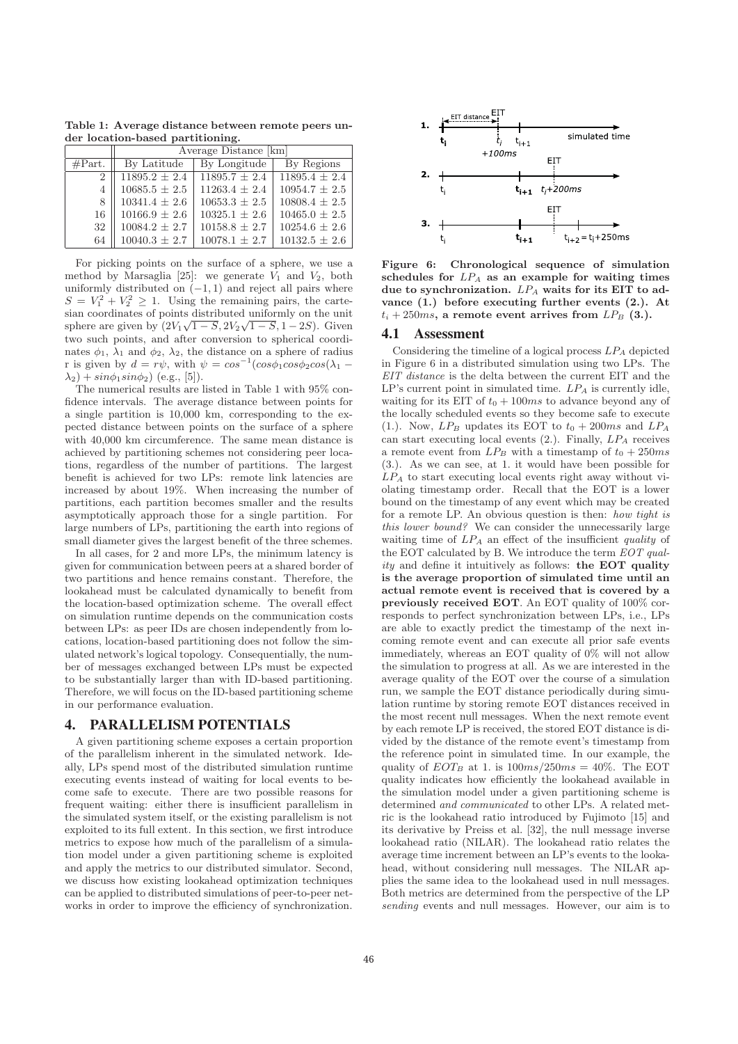**Table 1: Average distance between remote peers under location-based partitioning.**

| | Average Distance [km] | | |
|---|---|---|---|
| #Part. | By Latitude | By Longitude | By Regions |
| 2 | 11895.2 ± 2.4 | 11895.7 ± 2.4 | 11895.4 ± 2.4 |
| 4 | 10685.5 ± 2.5 | 11263.4 ± 2.4 | 10954.7 ± 2.5 |
| 8 | 10341.4 ± 2.6 | 10653.3 ± 2.5 | 10808.4 ± 2.5 |
| 16 | 10166.9 ± 2.6 | 10325.1 ± 2.6 | 10465.0 ± 2.5 |
| 32 | 10084.2 ± 2.7 | 10158.8 ± 2.7 | 10254.6 ± 2.6 |
| 64 | 10040.3 ± 2.7 | 10078.1 ± 2.7 | 10132.5 ± 2.6 |

For picking points on the surface of a sphere, we use a method by Marsaglia [25]: we generate $V_1$ and $V_2$, both uniformly distributed on $(-1, 1)$ and reject all pairs where $S = V_1^2 + V_2^2 \geq 1$. Using the remaining pairs, the cartesian coordinates of points distributed uniformly on the unit sphere are given by $(2V_1\sqrt{1-S}, 2V_2\sqrt{1-S}, 1-2S)$. Given two such points, and after conversion to spherical coordinates $\phi_1$, $\lambda_1$ and $\phi_2$, $\lambda_2$, the distance on a sphere of radius r is given by $d = r\psi$, with $\psi = cos^{-1}(cos\phi_1 cos\phi_2 cos(\lambda_1 - \lambda_2) + sin\phi_1 sin\phi_2)$ (e.g., [5]).

The numerical results are listed in Table 1 with 95% confidence intervals. The average distance between points for a single partition is 10,000 km, corresponding to the expected distance between points on the surface of a sphere with 40,000 km circumference. The same mean distance is achieved by partitioning schemes not considering peer locations, regardless of the number of partitions. The largest benefit is achieved for two LPs: remote link latencies are increased by about 19%. When increasing the number of partitions, each partition becomes smaller and the results asymptotically approach those for a single partition. For large numbers of LPs, partitioning the earth into regions of small diameter gives the largest benefit of the three schemes.

In all cases, for 2 and more LPs, the minimum latency is given for communication between peers at a shared border of two partitions and hence remains constant. Therefore, the lookahead must be calculated dynamically to benefit from the location-based optimization scheme. The overall effect on simulation runtime depends on the communication costs between LPs: as peer IDs are chosen independently from locations, location-based partitioning does not follow the simulated network's logical topology. Consequentially, the number of messages exchanged between LPs must be expected to be substantially larger than with ID-based partitioning. Therefore, we will focus on the ID-based partitioning scheme in our performance evaluation.

# 4. PARALLELISM POTENTIALS

A given partitioning scheme exposes a certain proportion of the parallelism inherent in the simulated network. Ideally, LPs spend most of the distributed simulation runtime executing events instead of waiting for local events to become safe to execute. There are two possible reasons for frequent waiting: either there is insufficient parallelism in the simulated system itself, or the existing parallelism is not exploited to its full extent. In this section, we first introduce metrics to expose how much of the parallelism of a simulation model under a given partitioning scheme is exploited and apply the metrics to our distributed simulator. Second, we discuss how existing lookahead optimization techniques can be applied to distributed simulations of peer-to-peer networks in order to improve the efficiency of synchronization.

**Figure 6: Chronological sequence of simulation schedules for $LP_A$ as an example for waiting times due to synchronization. $LP_A$ waits for its EIT to advance (1.) before executing further events (2.). At $t_i + 250ms$, a remote event arrives from $LP_B$ (3.).**

## 4.1 Assessment

Considering the timeline of a logical process $LP_A$ depicted in Figure 6 in a distributed simulation using two LPs. The *EIT distance* is the delta between the current EIT and the LP's current point in simulated time. $LP_A$ is currently idle, waiting for its EIT of $t_0 + 100ms$ to advance beyond any of the locally scheduled events so they become safe to execute (1.). Now, $LP_B$ updates its EOT to $t_0 + 200ms$ and $LP_A$ can start executing local events (2.). Finally, $LP_A$ receives a remote event from $LP_B$ with a timestamp of $t_0 + 250ms$ (3.). As we can see, at 1. it would have been possible for $LP_A$ to start executing local events right away without violating timestamp order. Recall that the EOT is a lower bound on the timestamp of any event which may be created for a remote LP. An obvious question is then: *how tight is this lower bound?* We can consider the unnecessarily large waiting time of $LP_A$ an effect of the insufficient *quality* of the EOT calculated by B. We introduce the term *EOT quality* and define it intuitively as follows: **the EOT quality is the average proportion of simulated time until an actual remote event is received that is covered by a previously received EOT**. An EOT quality of 100% corresponds to perfect synchronization between LPs, i.e., LPs are able to exactly predict the timestamp of the next incoming remote event and can execute all prior safe events immediately, whereas an EOT quality of 0% will not allow the simulation to progress at all. As we are interested in the average quality of the EOT over the course of a simulation run, we sample the EOT distance periodically during simulation runtime by storing remote EOT distances received in the most recent null messages. When the next remote event by each remote LP is received, the stored EOT distance is divided by the distance of the remote event's timestamp from the reference point in simulated time. In our example, the quality of $EOT_B$ at 1. is $100ms/250ms = 40\%$. The EOT quality indicates how efficiently the lookahead available in the simulation model under a given partitioning scheme is determined *and communicated* to other LPs. A related metric is the lookahead ratio introduced by Fujimoto [15] and its derivative by Preiss et al. [32], the null message inverse lookahead ratio (NILAR). The lookahead ratio relates the average time increment between an LP's events to the lookahead, without considering null messages. The NILAR applies the same idea to the lookahead used in null messages. Both metrics are determined from the perspective of the LP *sending* events and null messages. However, our aim is to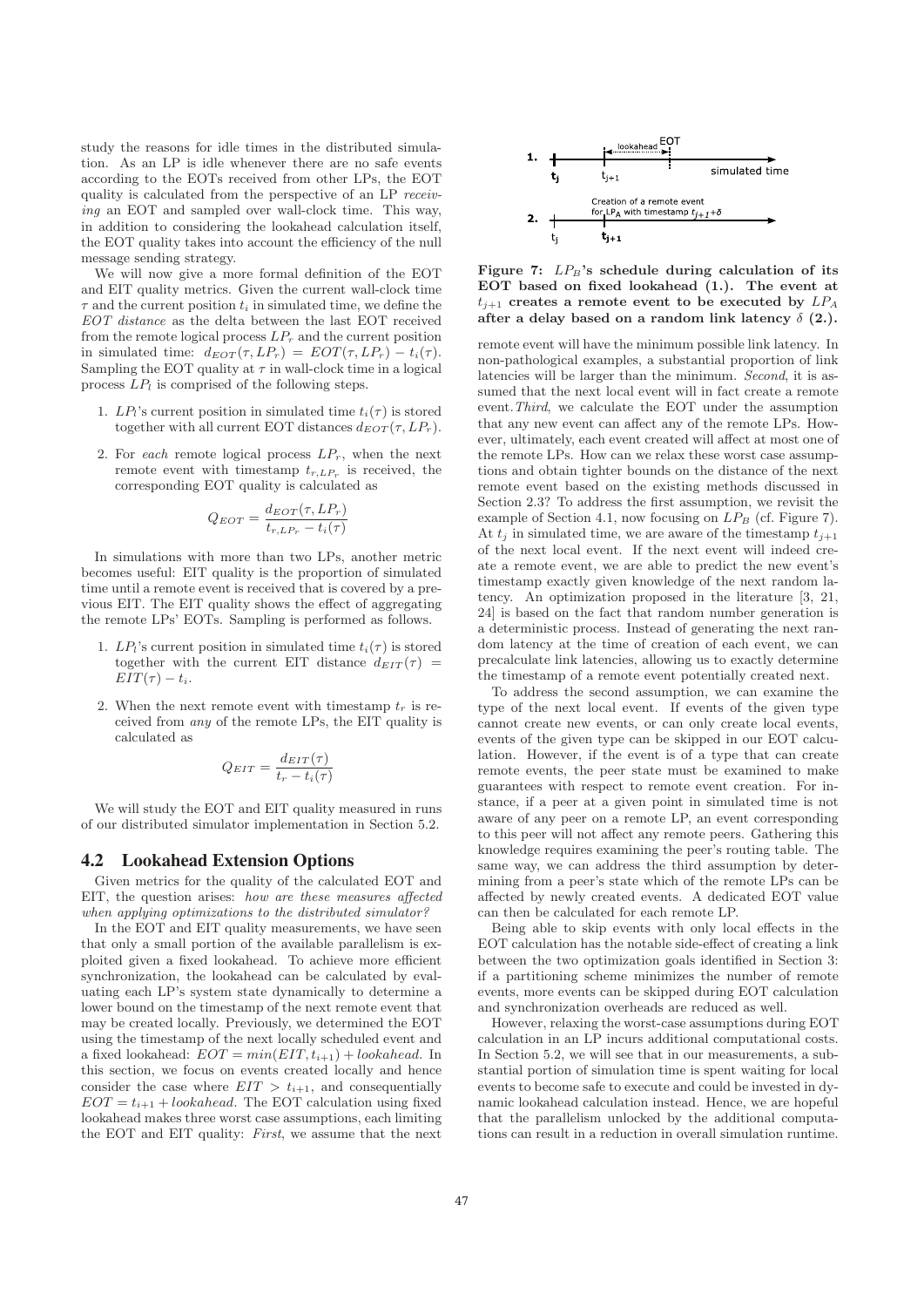study the reasons for idle times in the distributed simulation. As an LP is idle whenever there are no safe events according to the EOTs received from other LPs, the EOT quality is calculated from the perspective of an LP *receiving* an EOT and sampled over wall-clock time. This way, in addition to considering the lookahead calculation itself, the EOT quality takes into account the efficiency of the null message sending strategy.

We will now give a more formal definition of the EOT and EIT quality metrics. Given the current wall-clock time $\tau$ and the current position $t_i$ in simulated time, we define the *EOT distance* as the delta between the last EOT received from the remote logical process $LP_r$ and the current position in simulated time: $d_{EOT}(\tau, LP_r) = EOT(\tau, LP_r) - t_i(\tau)$. Sampling the EOT quality at $\tau$ in wall-clock time in a logical process $LP_l$ is comprised of the following steps.

1. $LP_l$'s current position in simulated time $t_i(\tau)$ is stored together with all current EOT distances $d_{EOT}(\tau, LP_r)$.
2. For *each* remote logical process $LP_r$, when the next remote event with timestamp $t_{r,LP_r}$ is received, the corresponding EOT quality is calculated as

$$Q_{EOT} = \frac{d_{EOT}(\tau, LP_r)}{t_{r,LP_r} - t_i(\tau)}$$

In simulations with more than two LPs, another metric becomes useful: EIT quality is the proportion of simulated time until a remote event is received that is covered by a previous EIT. The EIT quality shows the effect of aggregating the remote LPs' EOTs. Sampling is performed as follows.

1. $LP_l$'s current position in simulated time $t_i(\tau)$ is stored together with the current EIT distance $d_{EIT}(\tau) = EIT(\tau) - t_i$.
2. When the next remote event with timestamp $t_r$ is received from *any* of the remote LPs, the EIT quality is calculated as

$$Q_{EIT} = \frac{d_{EIT}(\tau)}{t_r - t_i(\tau)}$$

We will study the EOT and EIT quality measured in runs of our distributed simulator implementation in Section 5.2.

## 4.2 Lookahead Extension Options

Given metrics for the quality of the calculated EOT and EIT, the question arises: *how are these measures affected when applying optimizations to the distributed simulator?*

In the EOT and EIT quality measurements, we have seen that only a small portion of the available parallelism is exploited given a fixed lookahead. To achieve more efficient synchronization, the lookahead can be calculated by evaluating each LP's system state dynamically to determine a lower bound on the timestamp of the next remote event that may be created locally. Previously, we determined the EOT using the timestamp of the next locally scheduled event and a fixed lookahead: $EOT = min(EIT, t_{i+1}) + lookahead$. In this section, we focus on events created locally and hence consider the case where $EIT > t_{i+1}$, and consequentially $EOT = t_{i+1} + lookahead$. The EOT calculation using fixed lookahead makes three worst case assumptions, each limiting the EOT and EIT quality: *First*, we assume that the next

**Figure 7: $LP_B$'s schedule during calculation of its EOT based on fixed lookahead (1.). The event at $t_{j+1}$ creates a remote event to be executed by $LP_A$ after a delay based on a random link latency $\delta$ (2.).**

remote event will have the minimum possible link latency. In non-pathological examples, a substantial proportion of link latencies will be larger than the minimum. *Second*, it is assumed that the next local event will in fact create a remote event. *Third*, we calculate the EOT under the assumption that any new event can affect any of the remote LPs. However, ultimately, each event created will affect at most one of the remote LPs. How can we relax these worst case assumptions and obtain tighter bounds on the distance of the next remote event based on the existing methods discussed in Section 2.3? To address the first assumption, we revisit the example of Section 4.1, now focusing on $LP_B$ (cf. Figure 7). At $t_j$ in simulated time, we are aware of the timestamp $t_{j+1}$ of the next local event. If the next event will indeed create a remote event, we are able to predict the new event's timestamp exactly given knowledge of the next random latency. An optimization proposed in the literature [3, 21, 24] is based on the fact that random number generation is a deterministic process. Instead of generating the next random latency at the time of creation of each event, we can precalculate link latencies, allowing us to exactly determine the timestamp of a remote event potentially created next.

To address the second assumption, we can examine the type of the next local event. If events of the given type cannot create new events, or can only create local events, events of the given type can be skipped in our EOT calculation. However, if the event is of a type that can create remote events, the peer state must be examined to make guarantees with respect to remote event creation. For instance, if a peer at a given point in simulated time is not aware of any peer on a remote LP, an event corresponding to this peer will not affect any remote peers. Gathering this knowledge requires examining the peer's routing table. The same way, we can address the third assumption by determining from a peer's state which of the remote LPs can be affected by newly created events. A dedicated EOT value can then be calculated for each remote LP.

Being able to skip events with only local effects in the EOT calculation has the notable side-effect of creating a link between the two optimization goals identified in Section 3: if a partitioning scheme minimizes the number of remote events, more events can be skipped during EOT calculation and synchronization overheads are reduced as well.

However, relaxing the worst-case assumptions during EOT calculation in an LP incurs additional computational costs. In Section 5.2, we will see that in our measurements, a substantial portion of simulation time is spent waiting for local events to become safe to execute and could be invested in dynamic lookahead calculation instead. Hence, we are hopeful that the parallelism unlocked by the additional computations can result in a reduction in overall simulation runtime.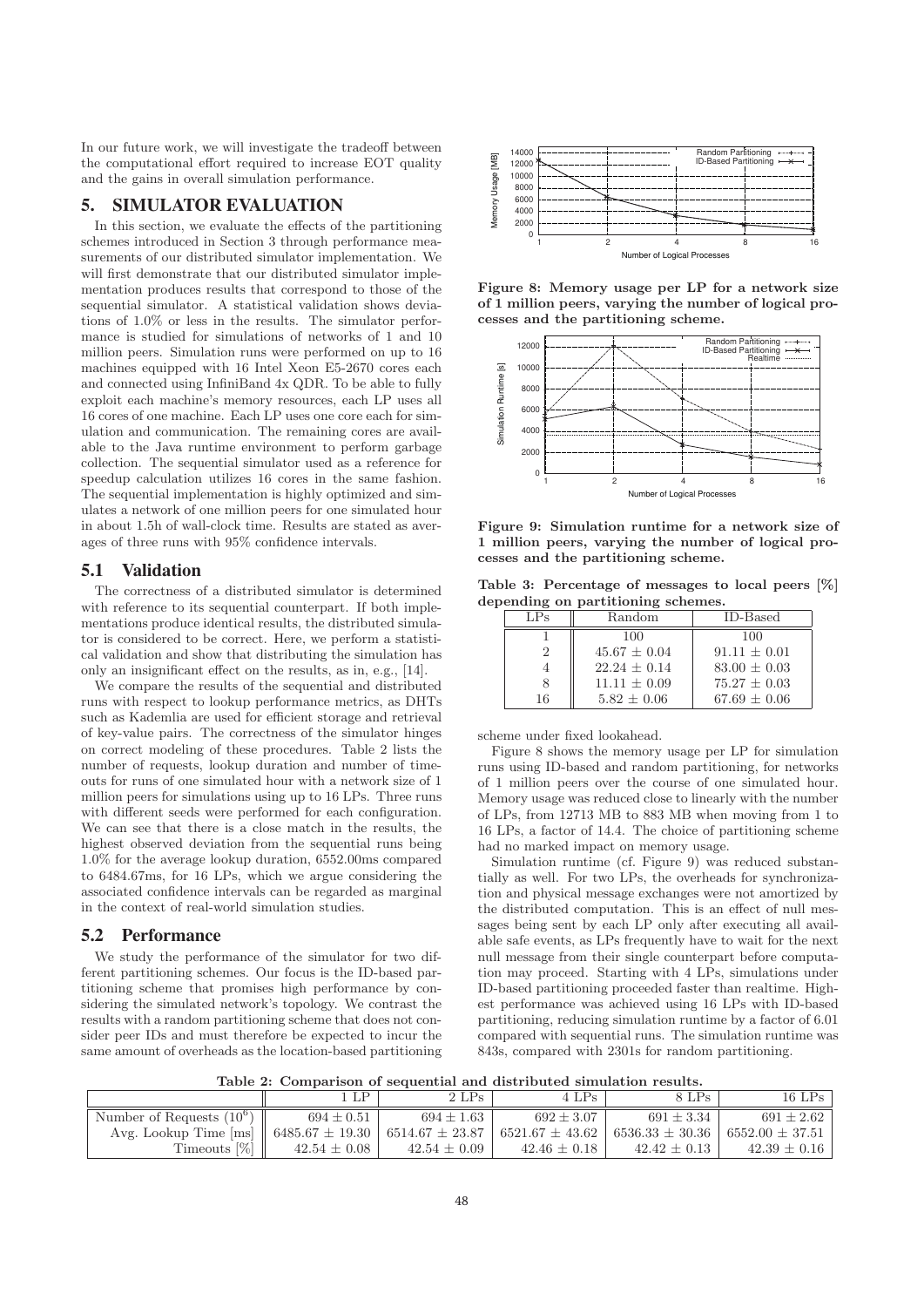In our future work, we will investigate the tradeoff between the computational effort required to increase EOT quality and the gains in overall simulation performance.

# 5. SIMULATOR EVALUATION

In this section, we evaluate the effects of the partitioning schemes introduced in Section 3 through performance measurements of our distributed simulator implementation. We will first demonstrate that our distributed simulator implementation produces results that correspond to those of the sequential simulator. A statistical validation shows deviations of 1.0% or less in the results. The simulator performance is studied for simulations of networks of 1 and 10 million peers. Simulation runs were performed on up to 16 machines equipped with 16 Intel Xeon E5-2670 cores each and connected using InfiniBand 4x QDR. To be able to fully exploit each machine's memory resources, each LP uses all 16 cores of one machine. Each LP uses one core each for simulation and communication. The remaining cores are available to the Java runtime environment to perform garbage collection. The sequential simulator used as a reference for speedup calculation utilizes 16 cores in the same fashion. The sequential implementation is highly optimized and simulates a network of one million peers for one simulated hour in about 1.5h of wall-clock time. Results are stated as averages of three runs with 95% confidence intervals.

## 5.1 Validation

The correctness of a distributed simulator is determined with reference to its sequential counterpart. If both implementations produce identical results, the distributed simulator is considered to be correct. Here, we perform a statistical validation and show that distributing the simulation has only an insignificant effect on the results, as in, e.g., [14].

We compare the results of the sequential and distributed runs with respect to lookup performance metrics, as DHTs such as Kademlia are used for efficient storage and retrieval of key-value pairs. The correctness of the simulator hinges on correct modeling of these procedures. Table 2 lists the number of requests, lookup duration and number of timeouts for runs of one simulated hour with a network size of 1 million peers for simulations using up to 16 LPs. Three runs with different seeds were performed for each configuration. We can see that there is a close match in the results, the highest observed deviation from the sequential runs being 1.0% for the average lookup duration, 6552.00ms compared to 6484.67ms, for 16 LPs, which we argue considering the associated confidence intervals can be regarded as marginal in the context of real-world simulation studies.

## 5.2 Performance

We study the performance of the simulator for two different partitioning schemes. Our focus is the ID-based partitioning scheme that promises high performance by considering the simulated network's topology. We contrast the results with a random partitioning scheme that does not consider peer IDs and must therefore be expected to incur the same amount of overheads as the location-based partitioning scheme under fixed lookahead.

**Figure 8: Memory usage per LP for a network size of 1 million peers, varying the number of logical processes and the partitioning scheme.**

**Figure 9: Simulation runtime for a network size of 1 million peers, varying the number of logical processes and the partitioning scheme.**

**Table 3: Percentage of messages to local peers [%] depending on partitioning schemes.**

| LPs | Random | ID-Based |
|---|---|---|
| 1 | 100 | 100 |
| 2 | $45.67 \pm 0.04$ | $91.11 \pm 0.01$ |
| 4 | $22.24 \pm 0.14$ | $83.00 \pm 0.03$ |
| 8 | $11.11 \pm 0.09$ | $75.27 \pm 0.03$ |
| 16 | $5.82 \pm 0.06$ | $67.69 \pm 0.06$ |

Figure 8 shows the memory usage per LP for simulation runs using ID-based and random partitioning, for networks of 1 million peers over the course of one simulated hour. Memory usage was reduced close to linearly with the number of LPs, from 12713 MB to 883 MB when moving from 1 to 16 LPs, a factor of 14.4. The choice of partitioning scheme had no marked impact on memory usage.

Simulation runtime (cf. Figure 9) was reduced substantially as well. For two LPs, the overheads for synchronization and physical message exchanges were not amortized by the distributed computation. This is an effect of null messages being sent by each LP only after executing all available safe events, as LPs frequently have to wait for the next null message from their single counterpart before computation may proceed. Starting with 4 LPs, simulations under ID-based partitioning proceeded faster than realtime. Highest performance was achieved using 16 LPs with ID-based partitioning, reducing simulation runtime by a factor of 6.01 compared with sequential runs. The simulation runtime was 843s, compared with 2301s for random partitioning.

**Table 2: Comparison of sequential and distributed simulation results.**

| | 1 LP | 2 LPs | 4 LPs | 8 LPs | 16 LPs |
|---|---|---|---|---|---|
| Number of Requests ($10^6$) | $694 \pm 0.51$ | $694 \pm 1.63$ | $692 \pm 3.07$ | $691 \pm 3.34$ | $691 \pm 2.62$ |
| Avg. Lookup Time [ms] | $6485.67 \pm 19.30$ | $6514.67 \pm 23.87$ | $6521.67 \pm 43.62$ | $6536.33 \pm 30.36$ | $6552.00 \pm 37.51$ |
| Timeouts [%] | $42.54 \pm 0.08$ | $42.54 \pm 0.09$ | $42.46 \pm 0.18$ | $42.42 \pm 0.13$ | $42.39 \pm 0.16$ |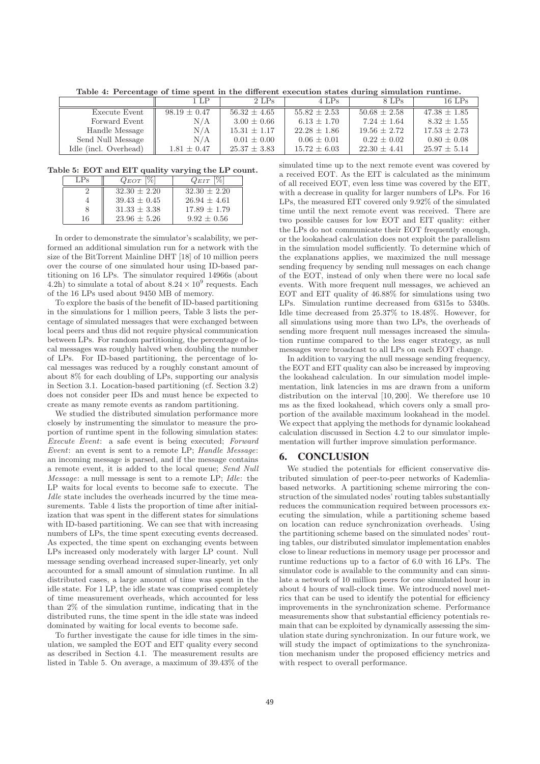**Table 4: Percentage of time spent in the different execution states during simulation runtime.**

| | 1 LP | 2 LPs | 4 LPs | 8 LPs | 16 LPs |
|---|---|---|---|---|---|
| Execute Event | $98.19 \pm 0.47$ | $56.32 \pm 4.65$ | $55.82 \pm 2.53$ | $50.68 \pm 2.58$ | $47.38 \pm 1.85$ |
| Forward Event | N/A | $3.00 \pm 0.66$ | $6.13 \pm 1.70$ | $7.24 \pm 1.64$ | $8.32 \pm 1.55$ |
| Handle Message | N/A | $15.31 \pm 1.17$ | $22.28 \pm 1.86$ | $19.56 \pm 2.72$ | $17.53 \pm 2.73$ |
| Send Null Message | N/A | $0.01 \pm 0.00$ | $0.06 \pm 0.01$ | $0.22 \pm 0.02$ | $0.80 \pm 0.08$ |
| Idle (incl. Overhead) | $1.81 \pm 0.47$ | $25.37 \pm 3.83$ | $15.72 \pm 6.03$ | $22.30 \pm 4.41$ | $25.97 \pm 5.14$ |

**Table 5: EOT and EIT quality varying the LP count.**

| LPs | $Q_{EOT}$ [%] | $Q_{EIT}$ [%] |
|---|---|---|
| 2 | $32.30 \pm 2.20$ | $32.30 \pm 2.20$ |
| 4 | $39.43 \pm 0.45$ | $26.94 \pm 4.61$ |
| 8 | $31.33 \pm 3.38$ | $17.89 \pm 1.79$ |
| 16 | $23.96 \pm 5.26$ | $9.92 \pm 0.56$ |

In order to demonstrate the simulator's scalability, we performed an additional simulation run for a network with the size of the BitTorrent Mainline DHT [18] of 10 million peers over the course of one simulated hour using ID-based partitioning on 16 LPs. The simulator required 14966s (about 4.2h) to simulate a total of about $8.24 \times 10^9$ requests. Each of the 16 LPs used about 9450 MB of memory.

To explore the basis of the benefit of ID-based partitioning in the simulations for 1 million peers, Table 3 lists the percentage of simulated messages that were exchanged between local peers and thus did not require physical communication between LPs. For random partitioning, the percentage of local messages was roughly halved when doubling the number of LPs. For ID-based partitioning, the percentage of local messages was reduced by a roughly constant amount of about 8% for each doubling of LPs, supporting our analysis in Section 3.1. Location-based partitioning (cf. Section 3.2) does not consider peer IDs and must hence be expected to create as many remote events as random partitioning.

We studied the distributed simulation performance more closely by instrumenting the simulator to measure the proportion of runtime spent in the following simulation states: *Execute Event*: a safe event is being executed; *Forward Event*: an event is sent to a remote LP; *Handle Message*: an incoming message is parsed, and if the message contains a remote event, it is added to the local queue; *Send Null Message*: a null message is sent to a remote LP; *Idle*: the LP waits for local events to become safe to execute. The *Idle* state includes the overheads incurred by the time measurements. Table 4 lists the proportion of time after initialization that was spent in the different states for simulations with ID-based partitioning. We can see that with increasing numbers of LPs, the time spent executing events decreased. As expected, the time spent on exchanging events between LPs increased only moderately with larger LP count. Null message sending overhead increased super-linearly, yet only accounted for a small amount of simulation runtime. In all distributed cases, a large amount of time was spent in the idle state. For 1 LP, the idle state was comprised completely of time measurement overheads, which accounted for less than 2% of the simulation runtime, indicating that in the distributed runs, the time spent in the idle state was indeed dominated by waiting for local events to become safe.

To further investigate the cause for idle times in the simulation, we sampled the EOT and EIT quality every second as described in Section 4.1. The measurement results are listed in Table 5. On average, a maximum of 39.43% of the simulated time up to the next remote event was covered by a received EOT. As the EIT is calculated as the minimum of all received EOT, even less time was covered by the EIT, with a decrease in quality for larger numbers of LPs. For 16 LPs, the measured EIT covered only 9.92% of the simulated time until the next remote event was received. There are two possible causes for low EOT and EIT quality: either the LPs do not communicate their EOT frequently enough, or the lookahead calculation does not exploit the parallelism in the simulation model sufficiently. To determine which of the explanations applies, we maximized the null message sending frequency by sending null messages on each change of the EOT, instead of only when there were no local safe events. With more frequent null messages, we achieved an EOT and EIT quality of 46.88% for simulations using two LPs. Simulation runtime decreased from 6315s to 5340s. Idle time decreased from 25.37% to 18.48%. However, for all simulations using more than two LPs, the overheads of sending more frequent null messages increased the simulation runtime compared to the less eager strategy, as null messages were broadcast to all LPs on each EOT change.

In addition to varying the null message sending frequency, the EOT and EIT quality can also be increased by improving the lookahead calculation. In our simulation model implementation, link latencies in ms are drawn from a uniform distribution on the interval [10, 200]. We therefore use 10 ms as the fixed lookahead, which covers only a small proportion of the available maximum lookahead in the model. We expect that applying the methods for dynamic lookahead calculation discussed in Section 4.2 to our simulator implementation will further improve simulation performance.

## 6. CONCLUSION

We studied the potentials for efficient conservative distributed simulation of peer-to-peer networks of Kademlia-based networks. A partitioning scheme mirroring the construction of the simulated nodes' routing tables substantially reduces the communication required between processors executing the simulation, while a partitioning scheme based on location can reduce synchronization overheads. Using the partitioning scheme based on the simulated nodes' routing tables, our distributed simulator implementation enables close to linear reductions in memory usage per processor and runtime reductions up to a factor of 6.0 with 16 LPs. The simulator code is available to the community and can simulate a network of 10 million peers for one simulated hour in about 4 hours of wall-clock time. We introduced novel metrics that can be used to identify the potential for efficiency improvements in the synchronization scheme. Performance measurements show that substantial efficiency potentials remain that can be exploited by dynamically assessing the simulation state during synchronization. In our future work, we will study the impact of optimizations to the synchronization mechanism under the proposed efficiency metrics and with respect to overall performance.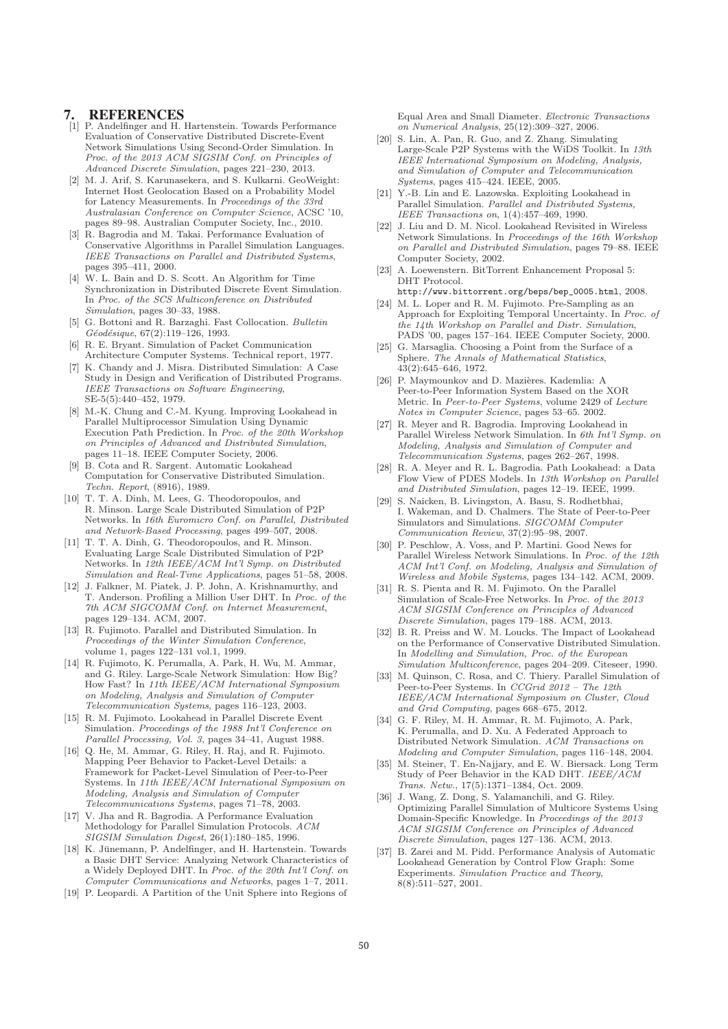## 7. REFERENCES

[1] P. Andelfinger and H. Hartenstein. Towards Performance Evaluation of Conservative Distributed Discrete-Event Network Simulations Using Second-Order Simulation. In *Proc. of the 2013 ACM SIGSIM Conf. on Principles of Advanced Discrete Simulation*, pages 221–230, 2013.

[2] M. J. Arif, S. Karunasekera, and S. Kulkarni. GeoWeight: Internet Host Geolocation Based on a Probability Model for Latency Measurements. In *Proceedings of the 33rd Australasian Conference on Computer Science*, ACSC '10, pages 89–98. Australian Computer Society, Inc., 2010.

[3] R. Bagrodia and M. Takai. Performance Evaluation of Conservative Algorithms in Parallel Simulation Languages. *IEEE Transactions on Parallel and Distributed Systems*, pages 395–411, 2000.

[4] W. L. Bain and D. S. Scott. An Algorithm for Time Synchronization in Distributed Discrete Event Simulation. In *Proc. of the SCS Multiconference on Distributed Simulation*, pages 30–33, 1988.

[5] G. Bottoni and R. Barzaghi. Fast Collocation. *Bulletin Géodésique*, 67(2):119–126, 1993.

[6] R. E. Bryant. Simulation of Packet Communication Architecture Computer Systems. Technical report, 1977.

[7] K. Chandy and J. Misra. Distributed Simulation: A Case Study in Design and Verification of Distributed Programs. *IEEE Transactions on Software Engineering*, SE-5(5):440–452, 1979.

[8] M.-K. Chung and C.-M. Kyung. Improving Lookahead in Parallel Multiprocessor Simulation Using Dynamic Execution Path Prediction. In *Proc. of the 20th Workshop on Principles of Advanced and Distributed Simulation*, pages 11–18. IEEE Computer Society, 2006.

[9] B. Cota and R. Sargent. Automatic Lookahead Computation for Conservative Distributed Simulation. *Techn. Report*, (8916), 1989.

[10] T. T. A. Dinh, M. Lees, G. Theodoropoulos, and R. Minson. Large Scale Distributed Simulation of P2P Networks. In *16th Euromicro Conf. on Parallel, Distributed and Network-Based Processing*, pages 499–507, 2008.

[11] T. T. A. Dinh, G. Theodoropoulos, and R. Minson. Evaluating Large Scale Distributed Simulation of P2P Networks. In *12th IEEE/ACM Int'l Symp. on Distributed Simulation and Real-Time Applications*, pages 51–58, 2008.

[12] J. Falkner, M. Piatek, J. P. John, A. Krishnamurthy, and T. Anderson. Profiling a Million User DHT. In *Proc. of the 7th ACM SIGCOMM Conf. on Internet Measurement*, pages 129–134. ACM, 2007.

[13] R. Fujimoto. Parallel and Distributed Simulation. In *Proceedings of the Winter Simulation Conference*, volume 1, pages 122–131 vol.1, 1999.

[14] R. Fujimoto, K. Perumalla, A. Park, H. Wu, M. Ammar, and G. Riley. Large-Scale Network Simulation: How Big? How Fast? In *11th IEEE/ACM International Symposium on Modeling, Analysis and Simulation of Computer Telecommunication Systems*, pages 116–123, 2003.

[15] R. M. Fujimoto. Lookahead in Parallel Discrete Event Simulation. *Proceedings of the 1988 Int'l Conference on Parallel Processing, Vol. 3*, pages 34–41, August 1988.

[16] Q. He, M. Ammar, G. Riley, H. Raj, and R. Fujimoto. Mapping Peer Behavior to Packet-Level Details: a Framework for Packet-Level Simulation of Peer-to-Peer Systems. In *11th IEEE/ACM International Symposium on Modeling, Analysis and Simulation of Computer Telecommunications Systems*, pages 71–78, 2003.

[17] V. Jha and R. Bagrodia. A Performance Evaluation Methodology for Parallel Simulation Protocols. *ACM SIGSIM Simulation Digest*, 26(1):180–185, 1996.

[18] K. Jünemann, P. Andelfinger, and H. Hartenstein. Towards a Basic DHT Service: Analyzing Network Characteristics of a Widely Deployed DHT. In *Proc. of the 20th Int'l Conf. on Computer Communications and Networks*, pages 1–7, 2011.

[19] P. Leopardi. A Partition of the Unit Sphere into Regions of Equal Area and Small Diameter. *Electronic Transactions on Numerical Analysis*, 25(12):309–327, 2006.

[20] S. Lin, A. Pan, R. Guo, and Z. Zhang. Simulating Large-Scale P2P Systems with the WiDS Toolkit. In *13th IEEE International Symposium on Modeling, Analysis, and Simulation of Computer and Telecommunication Systems*, pages 415–424. IEEE, 2005.

[21] Y.-B. Lin and E. Lazowska. Exploiting Lookahead in Parallel Simulation. *Parallel and Distributed Systems, IEEE Transactions on*, 1(4):457–469, 1990.

[22] J. Liu and D. M. Nicol. Lookahead Revisited in Wireless Network Simulations. In *Proceedings of the 16th Workshop on Parallel and Distributed Simulation*, pages 79–88. IEEE Computer Society, 2002.

[23] A. Loewenstern. BitTorrent Enhancement Proposal 5: DHT Protocol. `http://www.bittorrent.org/beps/bep_0005.html`, 2008.

[24] M. L. Loper and R. M. Fujimoto. Pre-Sampling as an Approach for Exploiting Temporal Uncertainty. In *Proc. of the 14th Workshop on Parallel and Distr. Simulation*, PADS '00, pages 157–164. IEEE Computer Society, 2000.

[25] G. Marsaglia. Choosing a Point from the Surface of a Sphere. *The Annals of Mathematical Statistics*, 43(2):645–646, 1972.

[26] P. Maymounkov and D. Mazières. Kademlia: A Peer-to-Peer Information System Based on the XOR Metric. In *Peer-to-Peer Systems*, volume 2429 of *Lecture Notes in Computer Science*, pages 53–65. 2002.

[27] R. Meyer and R. Bagrodia. Improving Lookahead in Parallel Wireless Network Simulation. In *6th Int'l Symp. on Modeling, Analysis and Simulation of Computer and Telecommunication Systems*, pages 262–267, 1998.

[28] R. A. Meyer and R. L. Bagrodia. Path Lookahead: a Data Flow View of PDES Models. In *13th Workshop on Parallel and Distributed Simulation*, pages 12–19. IEEE, 1999.

[29] S. Naicken, B. Livingston, A. Basu, S. Rodhetbhai, I. Wakeman, and D. Chalmers. The State of Peer-to-Peer Simulators and Simulations. *SIGCOMM Computer Communication Review*, 37(2):95–98, 2007.

[30] P. Peschlow, A. Voss, and P. Martini. Good News for Parallel Wireless Network Simulations. In *Proc. of the 12th ACM Int'l Conf. on Modeling, Analysis and Simulation of Wireless and Mobile Systems*, pages 134–142. ACM, 2009.

[31] R. S. Pienta and R. M. Fujimoto. On the Parallel Simulation of Scale-Free Networks. In *Proc. of the 2013 ACM SIGSIM Conference on Principles of Advanced Discrete Simulation*, pages 179–188. ACM, 2013.

[32] B. R. Preiss and W. M. Loucks. The Impact of Lookahead on the Performance of Conservative Distributed Simulation. In *Modelling and Simulation, Proc. of the European Simulation Multiconference*, pages 204–209. Citeseer, 1990.

[33] M. Quinson, C. Rosa, and C. Thiery. Parallel Simulation of Peer-to-Peer Systems. In *CCGrid 2012 – The 12th IEEE/ACM International Symposium on Cluster, Cloud and Grid Computing*, pages 668–675, 2012.

[34] G. F. Riley, M. H. Ammar, R. M. Fujimoto, A. Park, K. Perumalla, and D. Xu. A Federated Approach to Distributed Network Simulation. *ACM Transactions on Modeling and Computer Simulation*, pages 116–148, 2004.

[35] M. Steiner, T. En-Najjary, and E. W. Biersack. Long Term Study of Peer Behavior in the KAD DHT. *IEEE/ACM Trans. Netw.*, 17(5):1371–1384, Oct. 2009.

[36] J. Wang, Z. Dong, S. Yalamanchili, and G. Riley. Optimizing Parallel Simulation of Multicore Systems Using Domain-Specific Knowledge. In *Proceedings of the 2013 ACM SIGSIM Conference on Principles of Advanced Discrete Simulation*, pages 127–136. ACM, 2013.

[37] B. Zarei and M. Pidd. Performance Analysis of Automatic Lookahead Generation by Control Flow Graph: Some Experiments. *Simulation Practice and Theory*, 8(8):511–527, 2001.